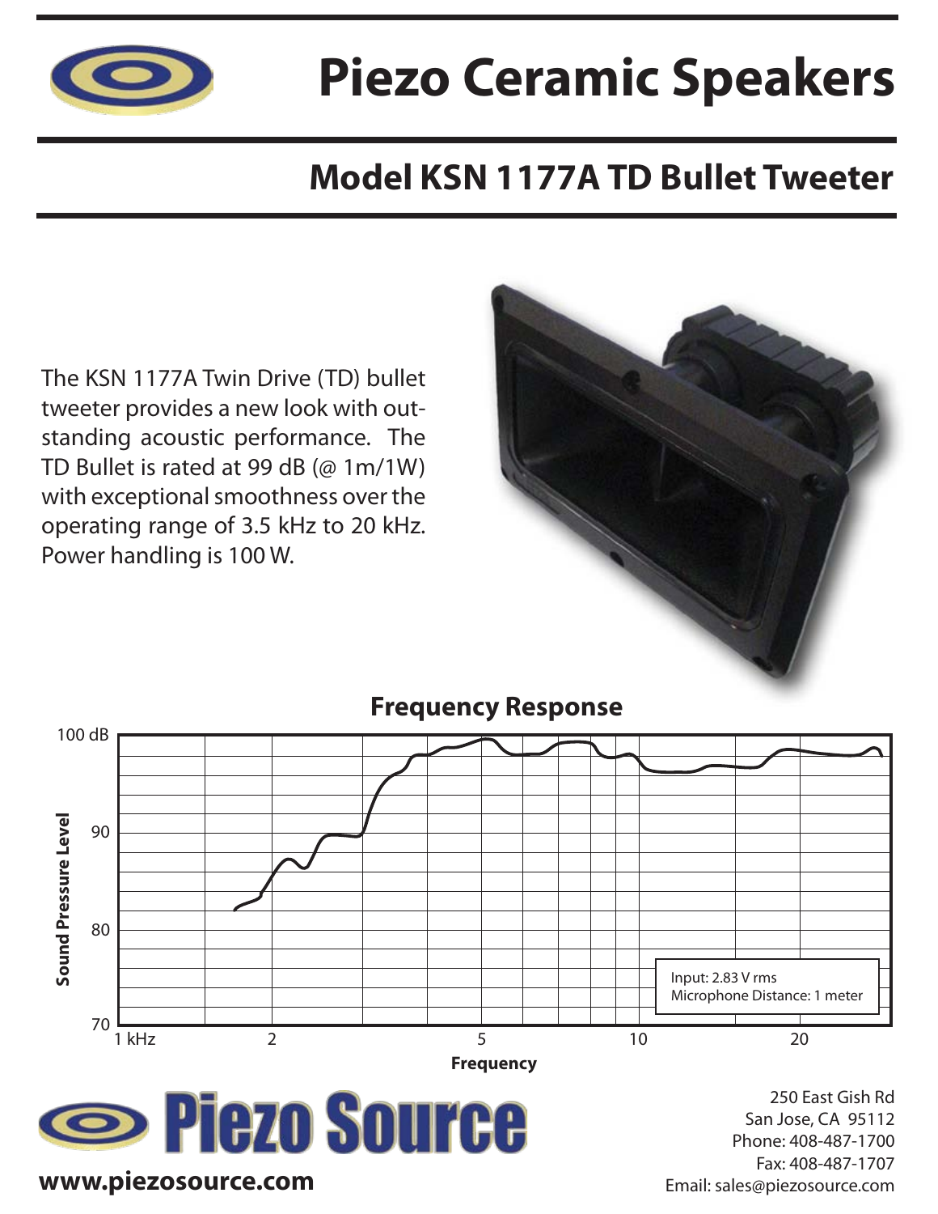# Piezo Ceramic Speakers

## Model KSN 1177A TD Bullet Tweeter

The KSN 1177A Twin Drive (TD) bullet tweeter provides a new look with outstanding acoustic performance. The TD Bullet is rated at 99 dB (@ 1m/1W) with exceptional smoothness over the operating range of 3.5 kHz to 20 kHz. Power handling is 100 W.

### Frequency Response

100 dB
90
80
70
Sound Pressure Level

1 kHz
2
5
10
20
Frequency

Input: 2.83 V rms
Microphone Distance: 1 meter

**Piezo Source**

**www.piezosource.com**

250 East Gish Rd
San Jose, CA 95112
Phone: 408-487-1700
Fax: 408-487-1707
Email: sales@piezosource.com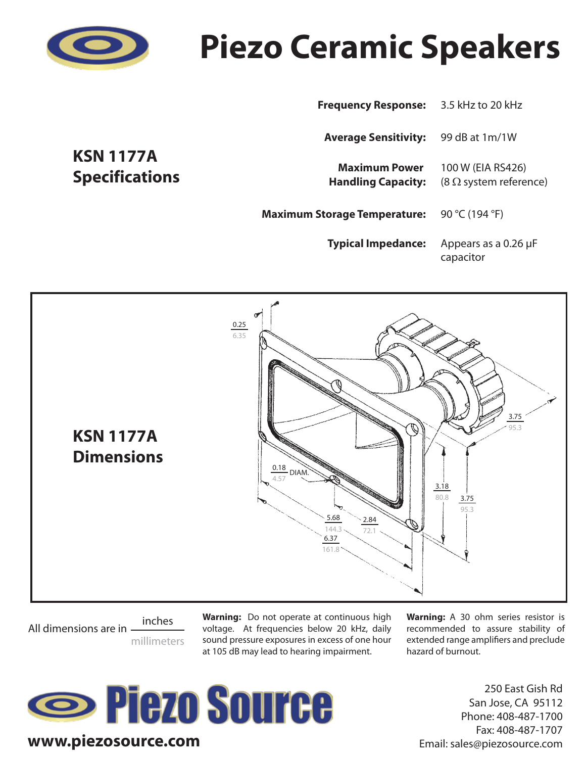# Piezo Ceramic Speakers

## KSN 1177A Specifications

| | |
|---|---|
| **Frequency Response:** | 3.5 kHz to 20 kHz |
| **Average Sensitivity:** | 99 dB at 1m/1W |
| **Maximum Power Handling Capacity:** | 100 W (EIA RS426) (8 Ω system reference) |
| **Maximum Storage Temperature:** | 90 °C (194 °F) |
| **Typical Impedance:** | Appears as a 0.26 µF capacitor |

## KSN 1177A Dimensions

0.25
6.35

3.75
95.3

0.18 DIAM.
4.57

3.18
80.8

3.75
95.3

5.68
144.3

2.84
72.1

6.37
161.8

All dimensions are in inches / millimeters

**Warning:** Do not operate at continuous high voltage. At frequencies below 20 kHz, daily sound pressure exposures in excess of one hour at 105 dB may lead to hearing impairment.

**Warning:** A 30 ohm series resistor is recommended to assure stability of extended range amplifiers and preclude hazard of burnout.

**Piezo Source**

**www.piezosource.com**

250 East Gish Rd
San Jose, CA 95112
Phone: 408-487-1700
Fax: 408-487-1707
Email: sales@piezosource.com